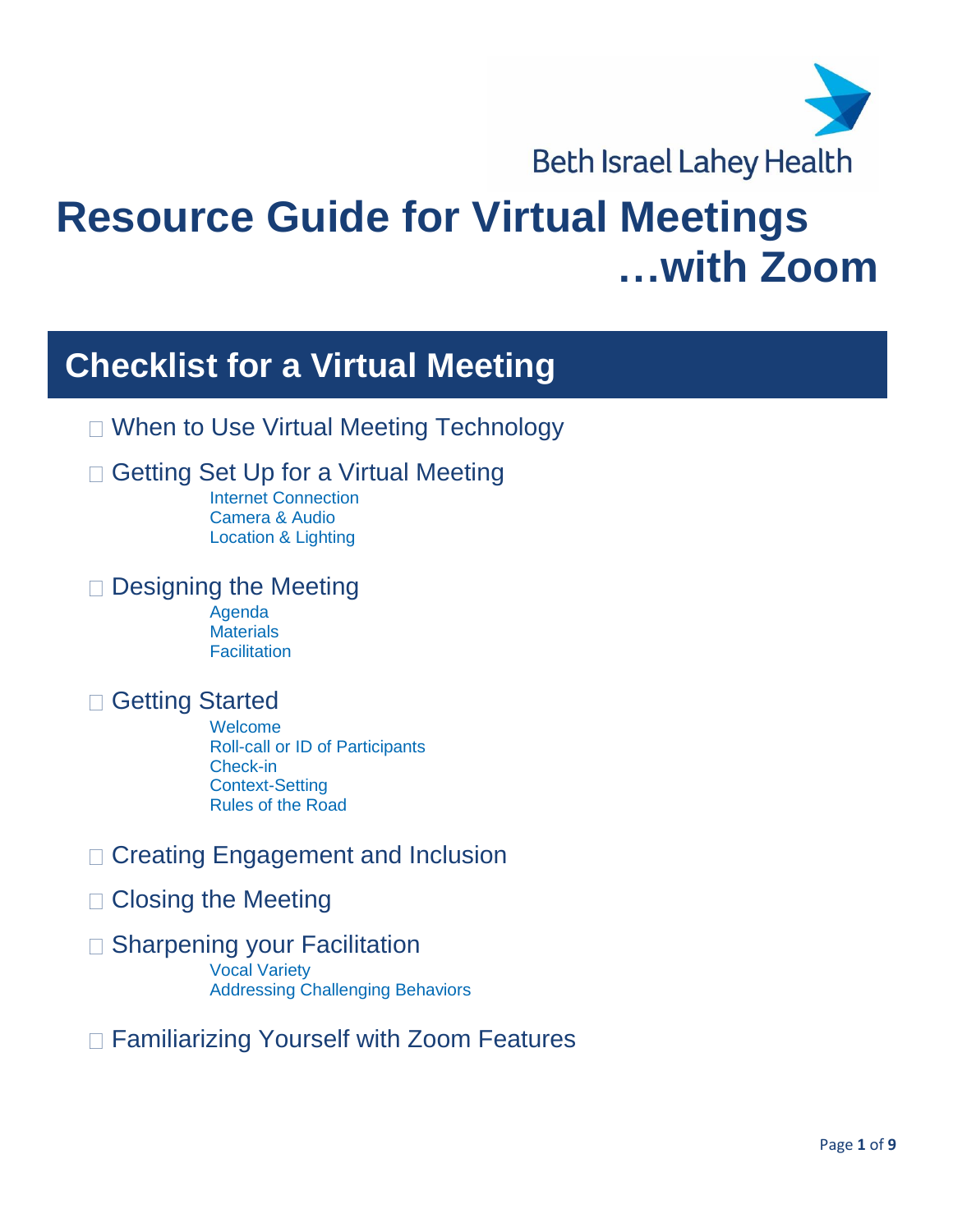Beth Israel Lahey Health

# Resource Guide for Virtual Meetings …with Zoom

## Checklist for a Virtual Meeting

- ☐ When to Use Virtual Meeting Technology
- ☐ Getting Set Up for a Virtual Meeting
    - Internet Connection
    - Camera & Audio
    - Location & Lighting
- ☐ Designing the Meeting
    - Agenda
    - Materials
    - Facilitation
- ☐ Getting Started
    - Welcome
    - Roll-call or ID of Participants
    - Check-in
    - Context-Setting
    - Rules of the Road
- ☐ Creating Engagement and Inclusion
- ☐ Closing the Meeting
- ☐ Sharpening your Facilitation
    - Vocal Variety
    - Addressing Challenging Behaviors
- ☐ Familiarizing Yourself with Zoom Features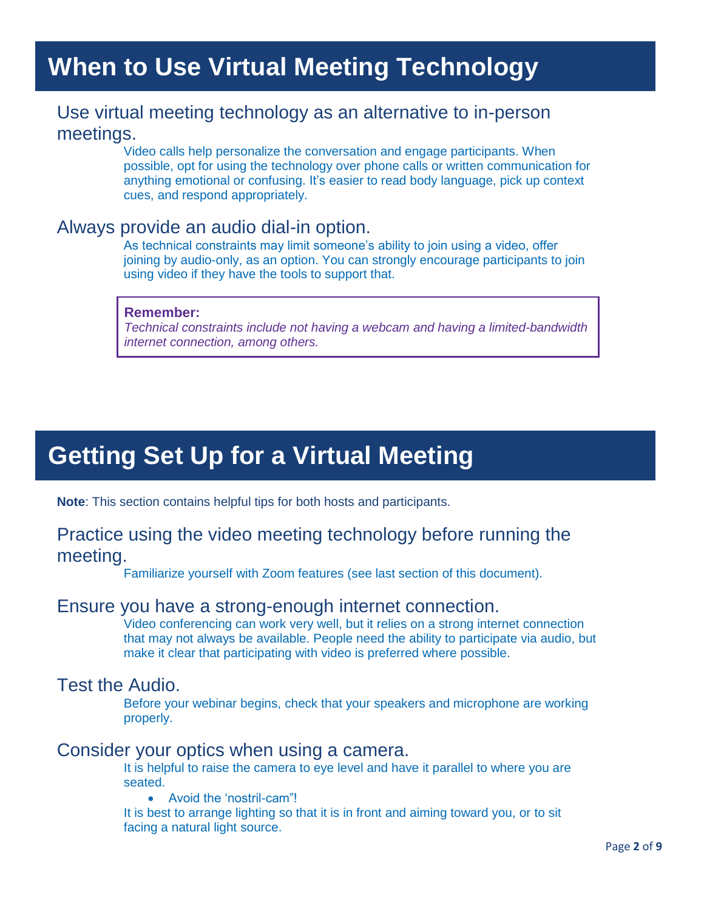# When to Use Virtual Meeting Technology

## Use virtual meeting technology as an alternative to in-person meetings.

Video calls help personalize the conversation and engage participants. When possible, opt for using the technology over phone calls or written communication for anything emotional or confusing. It's easier to read body language, pick up context cues, and respond appropriately.

## Always provide an audio dial-in option.

As technical constraints may limit someone's ability to join using a video, offer joining by audio-only, as an option. You can strongly encourage participants to join using video if they have the tools to support that.

> **Remember:**
> *Technical constraints include not having a webcam and having a limited-bandwidth internet connection, among others.*

# Getting Set Up for a Virtual Meeting

**Note**: This section contains helpful tips for both hosts and participants.

## Practice using the video meeting technology before running the meeting.

Familiarize yourself with Zoom features (see last section of this document).

## Ensure you have a strong-enough internet connection.

Video conferencing can work very well, but it relies on a strong internet connection that may not always be available. People need the ability to participate via audio, but make it clear that participating with video is preferred where possible.

## Test the Audio.

Before your webinar begins, check that your speakers and microphone are working properly.

## Consider your optics when using a camera.

It is helpful to raise the camera to eye level and have it parallel to where you are seated.

- Avoid the 'nostril-cam"!

It is best to arrange lighting so that it is in front and aiming toward you, or to sit facing a natural light source.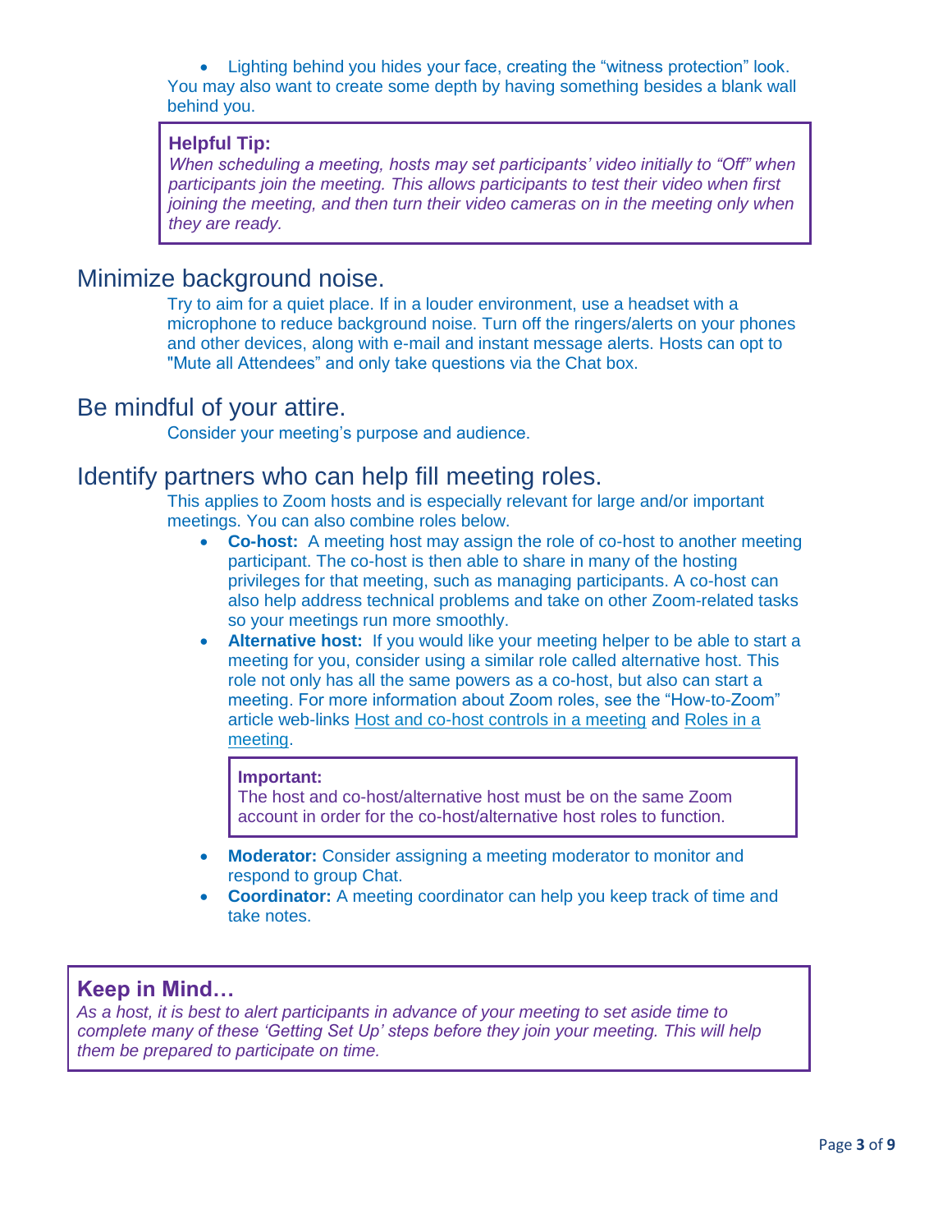- Lighting behind you hides your face, creating the “witness protection” look.

You may also want to create some depth by having something besides a blank wall behind you.

> **Helpful Tip:**
> *When scheduling a meeting, hosts may set participants’ video initially to “Off” when participants join the meeting. This allows participants to test their video when first joining the meeting, and then turn their video cameras on in the meeting only when they are ready.*

## Minimize background noise.

Try to aim for a quiet place. If in a louder environment, use a headset with a microphone to reduce background noise. Turn off the ringers/alerts on your phones and other devices, along with e-mail and instant message alerts. Hosts can opt to "Mute all Attendees” and only take questions via the Chat box.

## Be mindful of your attire.

Consider your meeting’s purpose and audience.

## Identify partners who can help fill meeting roles.

This applies to Zoom hosts and is especially relevant for large and/or important meetings. You can also combine roles below.

- **Co-host:** A meeting host may assign the role of co-host to another meeting participant. The co-host is then able to share in many of the hosting privileges for that meeting, such as managing participants. A co-host can also help address technical problems and take on other Zoom-related tasks so your meetings run more smoothly.
- **Alternative host:** If you would like your meeting helper to be able to start a meeting for you, consider using a similar role called alternative host. This role not only has all the same powers as a co-host, but also can start a meeting. For more information about Zoom roles, see the “How-to-Zoom” article web-links Host and co-host controls in a meeting and Roles in a meeting.

> **Important:**
> The host and co-host/alternative host must be on the same Zoom account in order for the co-host/alternative host roles to function.

- **Moderator:** Consider assigning a meeting moderator to monitor and respond to group Chat.
- **Coordinator:** A meeting coordinator can help you keep track of time and take notes.

> **Keep in Mind…**
> *As a host, it is best to alert participants in advance of your meeting to set aside time to complete many of these ‘Getting Set Up’ steps before they join your meeting. This will help them be prepared to participate on time.*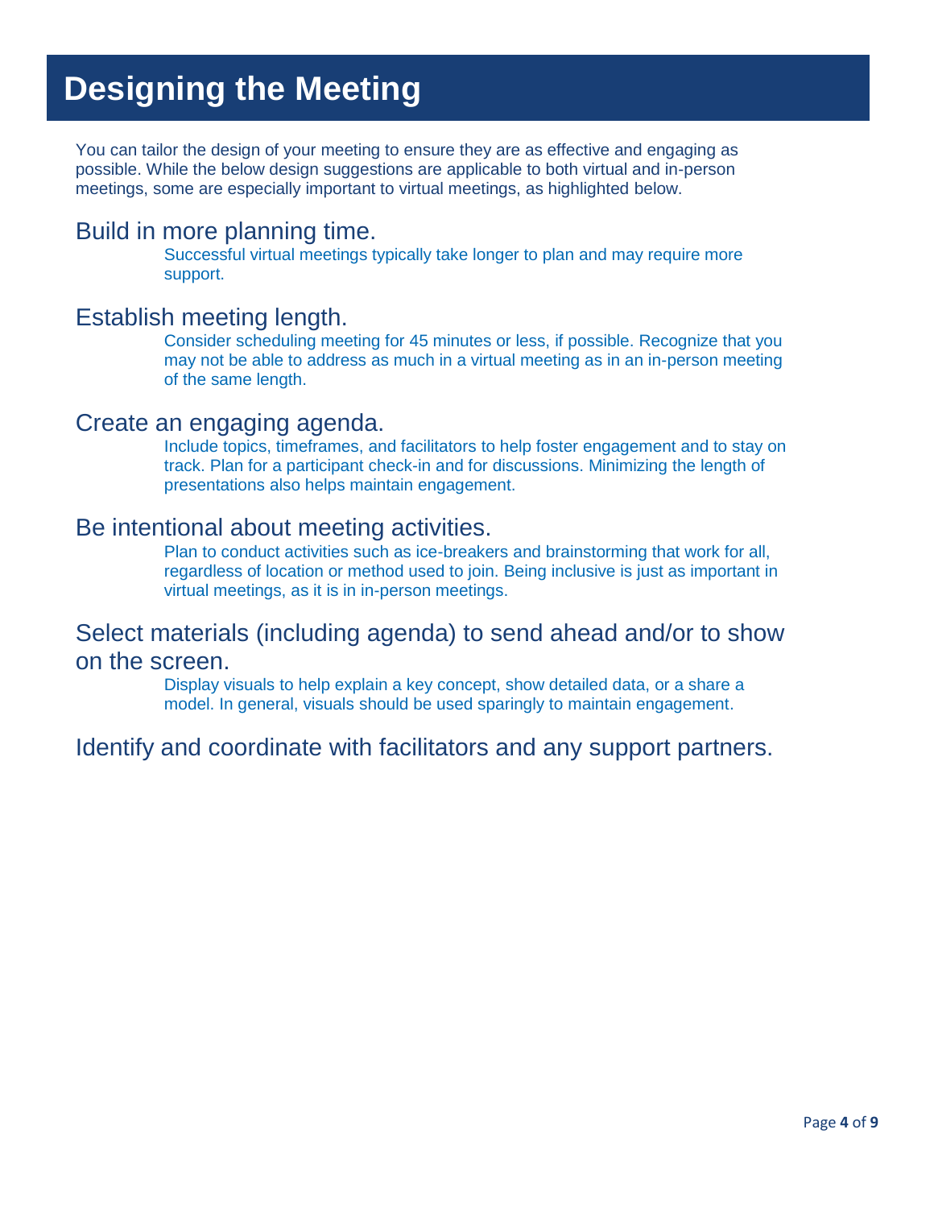# Designing the Meeting

You can tailor the design of your meeting to ensure they are as effective and engaging as possible. While the below design suggestions are applicable to both virtual and in-person meetings, some are especially important to virtual meetings, as highlighted below.

## Build in more planning time.

Successful virtual meetings typically take longer to plan and may require more support.

## Establish meeting length.

Consider scheduling meeting for 45 minutes or less, if possible. Recognize that you may not be able to address as much in a virtual meeting as in an in-person meeting of the same length.

## Create an engaging agenda.

Include topics, timeframes, and facilitators to help foster engagement and to stay on track. Plan for a participant check-in and for discussions. Minimizing the length of presentations also helps maintain engagement.

## Be intentional about meeting activities.

Plan to conduct activities such as ice-breakers and brainstorming that work for all, regardless of location or method used to join. Being inclusive is just as important in virtual meetings, as it is in in-person meetings.

## Select materials (including agenda) to send ahead and/or to show on the screen.

Display visuals to help explain a key concept, show detailed data, or a share a model. In general, visuals should be used sparingly to maintain engagement.

## Identify and coordinate with facilitators and any support partners.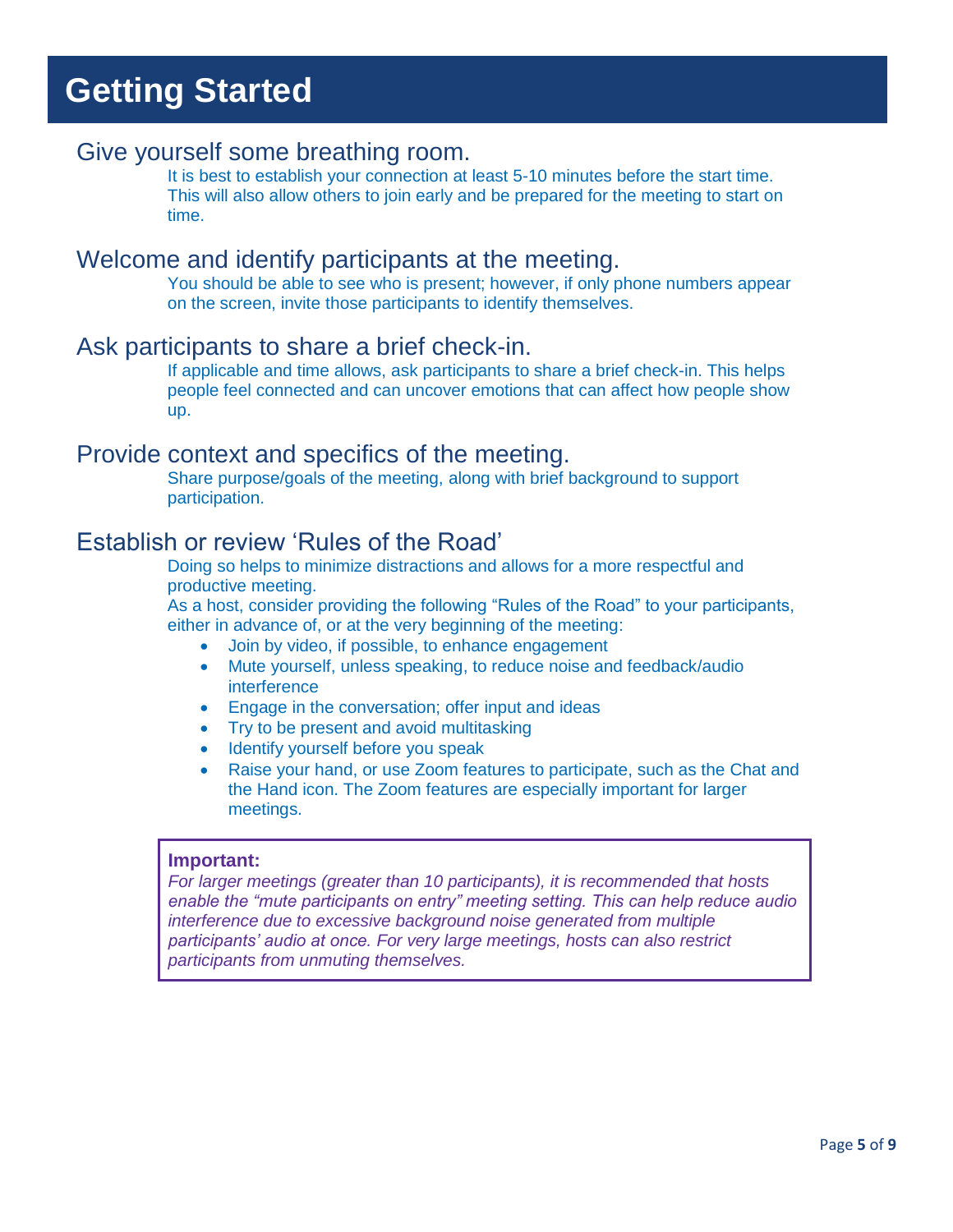# Getting Started

## Give yourself some breathing room.

It is best to establish your connection at least 5-10 minutes before the start time. This will also allow others to join early and be prepared for the meeting to start on time.

## Welcome and identify participants at the meeting.

You should be able to see who is present; however, if only phone numbers appear on the screen, invite those participants to identify themselves.

## Ask participants to share a brief check-in.

If applicable and time allows, ask participants to share a brief check-in. This helps people feel connected and can uncover emotions that can affect how people show up.

## Provide context and specifics of the meeting.

Share purpose/goals of the meeting, along with brief background to support participation.

## Establish or review 'Rules of the Road'

Doing so helps to minimize distractions and allows for a more respectful and productive meeting.

As a host, consider providing the following "Rules of the Road" to your participants, either in advance of, or at the very beginning of the meeting:

- Join by video, if possible, to enhance engagement
- Mute yourself, unless speaking, to reduce noise and feedback/audio interference
- Engage in the conversation; offer input and ideas
- Try to be present and avoid multitasking
- Identify yourself before you speak
- Raise your hand, or use Zoom features to participate, such as the Chat and the Hand icon. The Zoom features are especially important for larger meetings.

> **Important:**
> *For larger meetings (greater than 10 participants), it is recommended that hosts enable the "mute participants on entry" meeting setting. This can help reduce audio interference due to excessive background noise generated from multiple participants' audio at once. For very large meetings, hosts can also restrict participants from unmuting themselves.*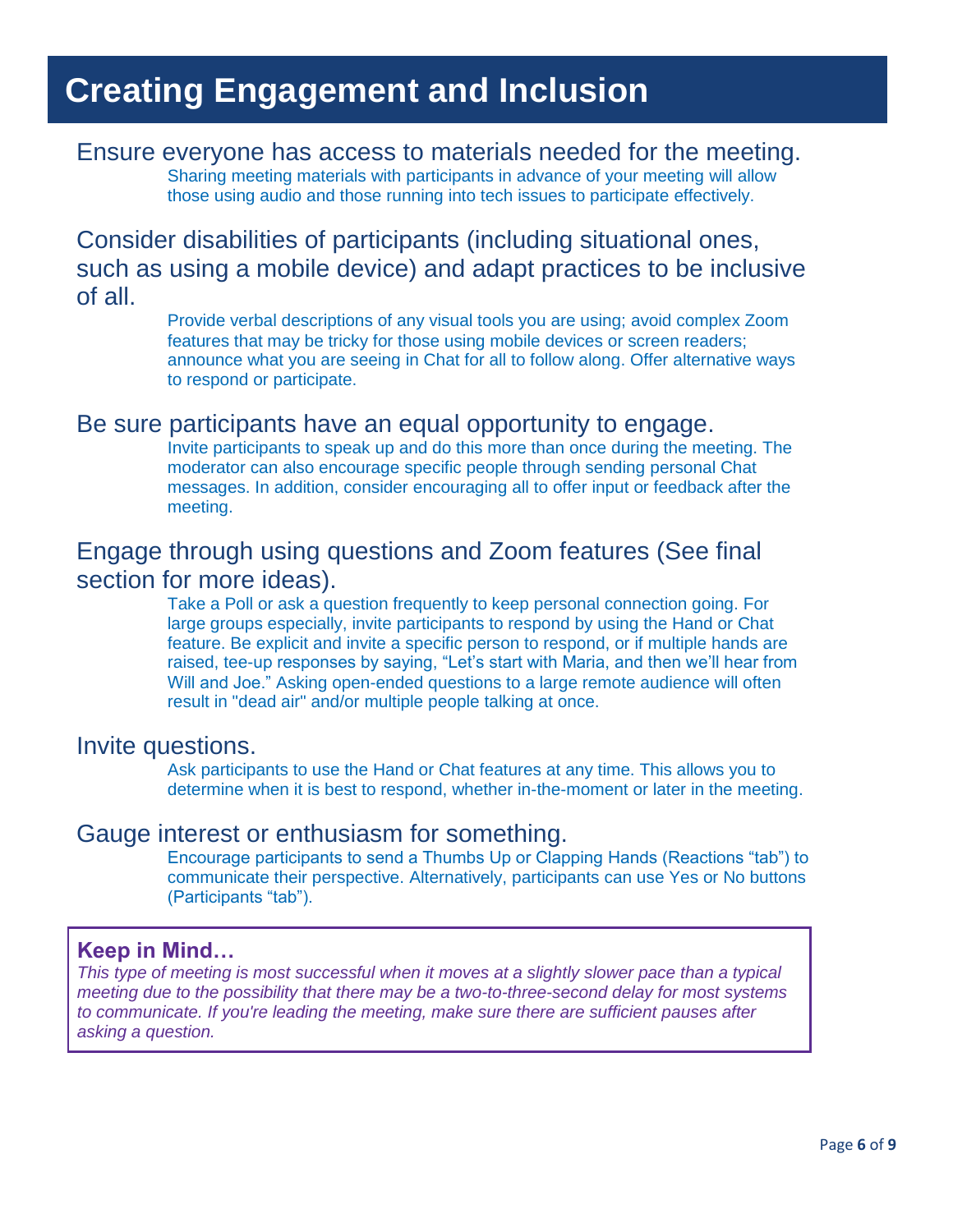# Creating Engagement and Inclusion

## Ensure everyone has access to materials needed for the meeting.

Sharing meeting materials with participants in advance of your meeting will allow those using audio and those running into tech issues to participate effectively.

## Consider disabilities of participants (including situational ones, such as using a mobile device) and adapt practices to be inclusive of all.

Provide verbal descriptions of any visual tools you are using; avoid complex Zoom features that may be tricky for those using mobile devices or screen readers; announce what you are seeing in Chat for all to follow along. Offer alternative ways to respond or participate.

## Be sure participants have an equal opportunity to engage.

Invite participants to speak up and do this more than once during the meeting. The moderator can also encourage specific people through sending personal Chat messages. In addition, consider encouraging all to offer input or feedback after the meeting.

## Engage through using questions and Zoom features (See final section for more ideas).

Take a Poll or ask a question frequently to keep personal connection going. For large groups especially, invite participants to respond by using the Hand or Chat feature. Be explicit and invite a specific person to respond, or if multiple hands are raised, tee-up responses by saying, "Let's start with Maria, and then we'll hear from Will and Joe." Asking open-ended questions to a large remote audience will often result in "dead air" and/or multiple people talking at once.

## Invite questions.

Ask participants to use the Hand or Chat features at any time. This allows you to determine when it is best to respond, whether in-the-moment or later in the meeting.

## Gauge interest or enthusiasm for something.

Encourage participants to send a Thumbs Up or Clapping Hands (Reactions "tab") to communicate their perspective. Alternatively, participants can use Yes or No buttons (Participants "tab").

> **Keep in Mind…**
>
> *This type of meeting is most successful when it moves at a slightly slower pace than a typical meeting due to the possibility that there may be a two-to-three-second delay for most systems to communicate. If you're leading the meeting, make sure there are sufficient pauses after asking a question.*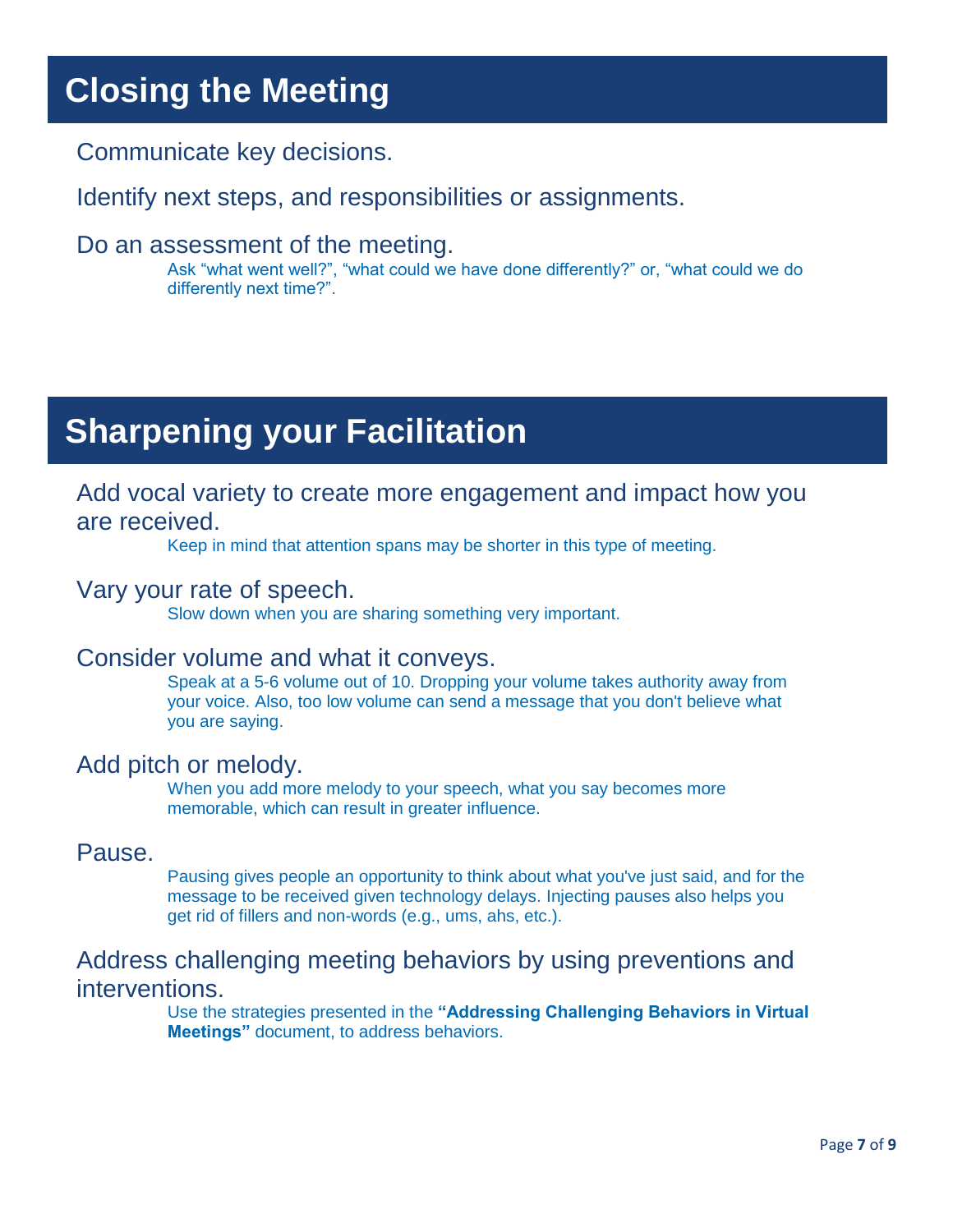# Closing the Meeting

Communicate key decisions.

Identify next steps, and responsibilities or assignments.

Do an assessment of the meeting.

Ask “what went well?”, “what could we have done differently?” or, “what could we do differently next time?”.

# Sharpening your Facilitation

Add vocal variety to create more engagement and impact how you are received.

Keep in mind that attention spans may be shorter in this type of meeting.

Vary your rate of speech.

Slow down when you are sharing something very important.

Consider volume and what it conveys.

Speak at a 5-6 volume out of 10. Dropping your volume takes authority away from your voice. Also, too low volume can send a message that you don't believe what you are saying.

Add pitch or melody.

When you add more melody to your speech, what you say becomes more memorable, which can result in greater influence.

Pause.

Pausing gives people an opportunity to think about what you've just said, and for the message to be received given technology delays. Injecting pauses also helps you get rid of fillers and non-words (e.g., ums, ahs, etc.).

Address challenging meeting behaviors by using preventions and interventions.

Use the strategies presented in the **“Addressing Challenging Behaviors in Virtual Meetings”** document, to address behaviors.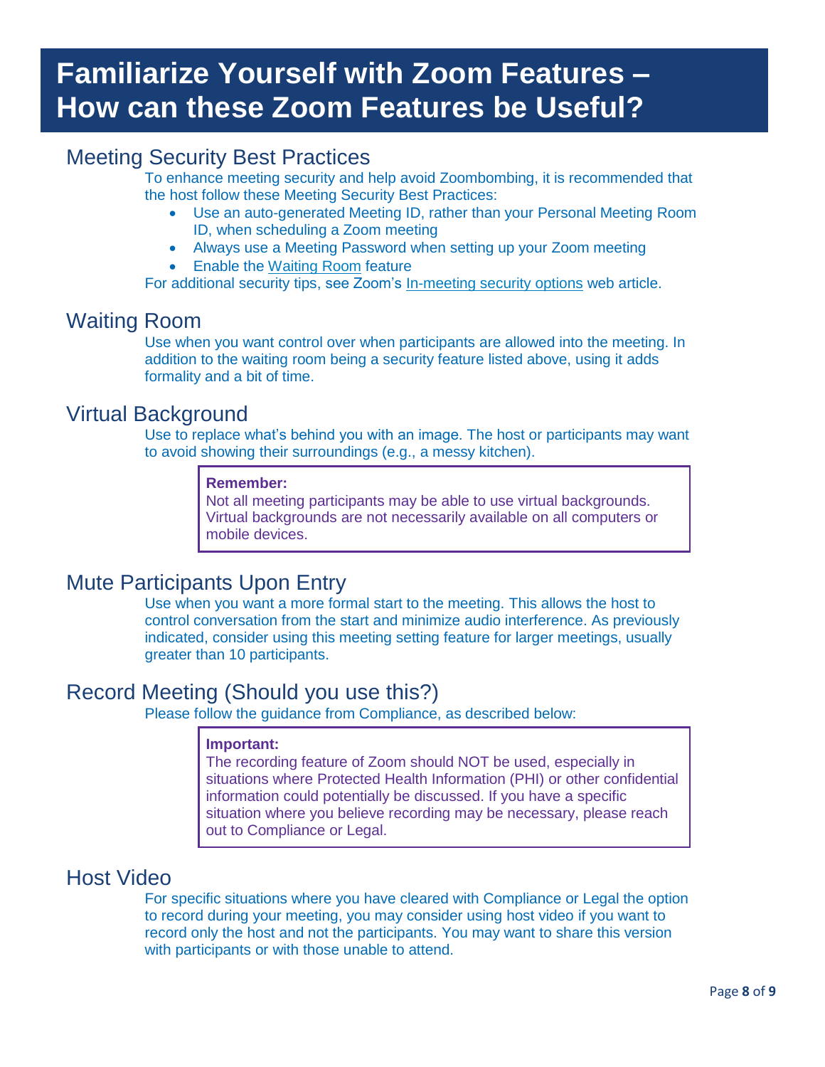# Familiarize Yourself with Zoom Features – How can these Zoom Features be Useful?

## Meeting Security Best Practices

To enhance meeting security and help avoid Zoombombing, it is recommended that the host follow these Meeting Security Best Practices:

- Use an auto-generated Meeting ID, rather than your Personal Meeting Room ID, when scheduling a Zoom meeting
- Always use a Meeting Password when setting up your Zoom meeting
- Enable the Waiting Room feature

For additional security tips, see Zoom's In-meeting security options web article.

## Waiting Room

Use when you want control over when participants are allowed into the meeting. In addition to the waiting room being a security feature listed above, using it adds formality and a bit of time.

## Virtual Background

Use to replace what's behind you with an image. The host or participants may want to avoid showing their surroundings (e.g., a messy kitchen).

> **Remember:**
> Not all meeting participants may be able to use virtual backgrounds. Virtual backgrounds are not necessarily available on all computers or mobile devices.

## Mute Participants Upon Entry

Use when you want a more formal start to the meeting. This allows the host to control conversation from the start and minimize audio interference. As previously indicated, consider using this meeting setting feature for larger meetings, usually greater than 10 participants.

## Record Meeting (Should you use this?)

Please follow the guidance from Compliance, as described below:

> **Important:**
> The recording feature of Zoom should NOT be used, especially in situations where Protected Health Information (PHI) or other confidential information could potentially be discussed. If you have a specific situation where you believe recording may be necessary, please reach out to Compliance or Legal.

## Host Video

For specific situations where you have cleared with Compliance or Legal the option to record during your meeting, you may consider using host video if you want to record only the host and not the participants. You may want to share this version with participants or with those unable to attend.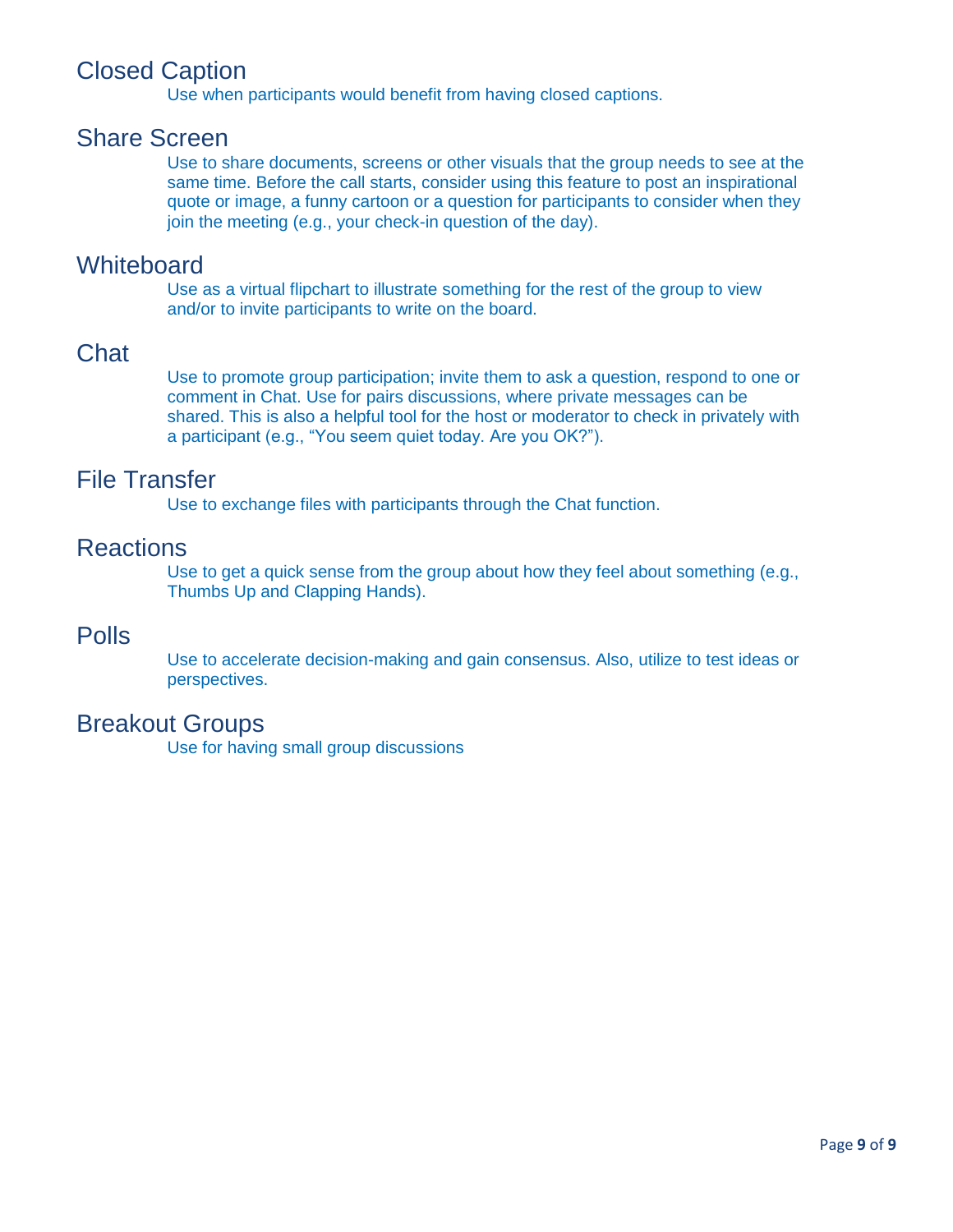## Closed Caption

Use when participants would benefit from having closed captions.

## Share Screen

Use to share documents, screens or other visuals that the group needs to see at the same time. Before the call starts, consider using this feature to post an inspirational quote or image, a funny cartoon or a question for participants to consider when they join the meeting (e.g., your check-in question of the day).

## Whiteboard

Use as a virtual flipchart to illustrate something for the rest of the group to view and/or to invite participants to write on the board.

## Chat

Use to promote group participation; invite them to ask a question, respond to one or comment in Chat. Use for pairs discussions, where private messages can be shared. This is also a helpful tool for the host or moderator to check in privately with a participant (e.g., "You seem quiet today. Are you OK?").

## File Transfer

Use to exchange files with participants through the Chat function.

## Reactions

Use to get a quick sense from the group about how they feel about something (e.g., Thumbs Up and Clapping Hands).

## Polls

Use to accelerate decision-making and gain consensus. Also, utilize to test ideas or perspectives.

## Breakout Groups

Use for having small group discussions